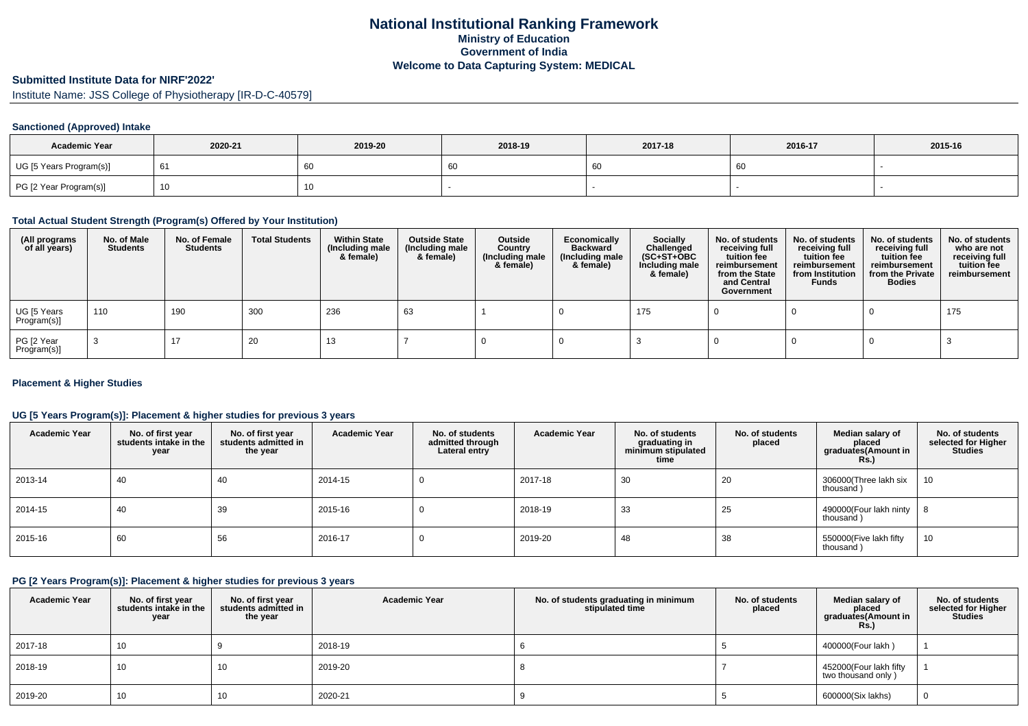# National Institutional Ranking Framework
## Ministry of Education
## Government of India
## Welcome to Data Capturing System: MEDICAL

### Submitted Institute Data for NIRF'2022'

Institute Name: JSS College of Physiotherapy [IR-D-C-40579]

#### Sanctioned (Approved) Intake

| Academic Year | 2020-21 | 2019-20 | 2018-19 | 2017-18 | 2016-17 | 2015-16 |
|---|---|---|---|---|---|---|
| UG [5 Years Program(s)] | 61 | 60 | 60 | 60 | 60 | - |
| PG [2 Year Program(s)] | 10 | 10 | - | - | - | - |

#### Total Actual Student Strength (Program(s) Offered by Your Institution)

| (All programs of all years) | No. of Male Students | No. of Female Students | Total Students | Within State (Including male & female) | Outside State (Including male & female) | Outside Country (Including male & female) | Economically Backward (Including male & female) | Socially Challenged (SC+ST+OBC Including male & female) | No. of students receiving full tuition fee reimbursement from the State and Central Government | No. of students receiving full tuition fee reimbursement from Institution Funds | No. of students receiving full tuition fee reimbursement from the Private Bodies | No. of students who are not receiving full tuition fee reimbursement |
|---|---|---|---|---|---|---|---|---|---|---|---|---|
| UG [5 Years Program(s)] | 110 | 190 | 300 | 236 | 63 | 1 | 0 | 175 | 0 | 0 | 0 | 175 |
| PG [2 Year Program(s)] | 3 | 17 | 20 | 13 | 7 | 0 | 0 | 3 | 0 | 0 | 0 | 3 |

#### Placement & Higher Studies

#### UG [5 Years Program(s)]: Placement & higher studies for previous 3 years

| Academic Year | No. of first year students intake in the year | No. of first year students admitted in the year | Academic Year | No. of students admitted through Lateral entry | Academic Year | No. of students graduating in minimum stipulated time | No. of students placed | Median salary of placed graduates(Amount in Rs.) | No. of students selected for Higher Studies |
|---|---|---|---|---|---|---|---|---|---|
| 2013-14 | 40 | 40 | 2014-15 | 0 | 2017-18 | 30 | 20 | 306000(Three lakh six thousand ) | 10 |
| 2014-15 | 40 | 39 | 2015-16 | 0 | 2018-19 | 33 | 25 | 490000(Four lakh ninty thousand ) | 8 |
| 2015-16 | 60 | 56 | 2016-17 | 0 | 2019-20 | 48 | 38 | 550000(Five lakh fifty thousand ) | 10 |

#### PG [2 Years Program(s)]: Placement & higher studies for previous 3 years

| Academic Year | No. of first year students intake in the year | No. of first year students admitted in the year | Academic Year | No. of students graduating in minimum stipulated time | No. of students placed | Median salary of placed graduates(Amount in Rs.) | No. of students selected for Higher Studies |
|---|---|---|---|---|---|---|---|
| 2017-18 | 10 | 9 | 2018-19 | 6 | 5 | 400000(Four lakh ) | 1 |
| 2018-19 | 10 | 10 | 2019-20 | 8 | 7 | 452000(Four lakh fifty two thousand only ) | 1 |
| 2019-20 | 10 | 10 | 2020-21 | 9 | 5 | 600000(Six lakhs) | 0 |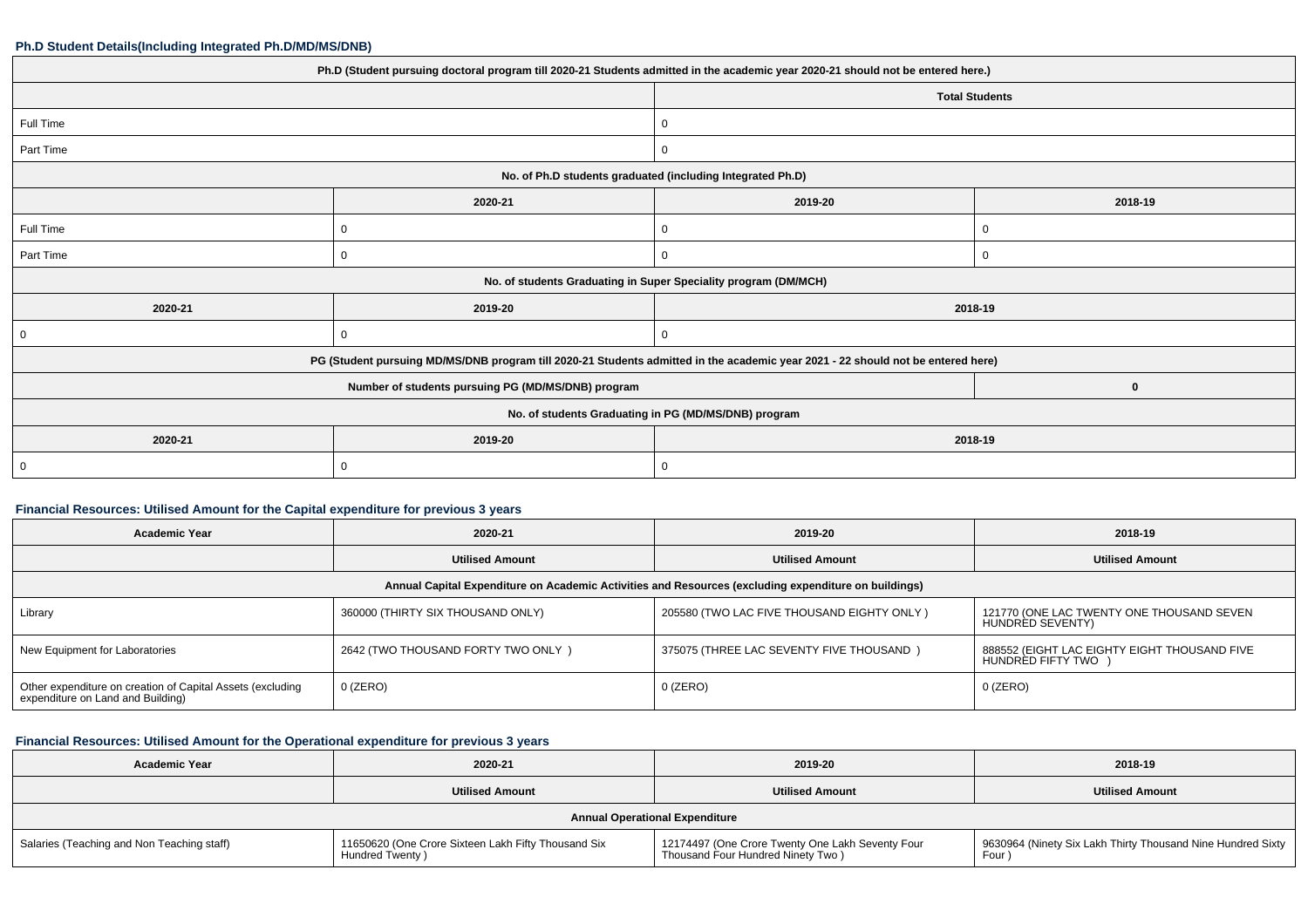### Ph.D Student Details(Including Integrated Ph.D/MD/MS/DNB)

| Ph.D (Student pursuing doctoral program till 2020-21 Students admitted in the academic year 2020-21 should not be entered here.) | | | |
|---|---|---|---|
| | | Total Students | |
| Full Time | | 0 | |
| Part Time | | 0 | |
| No. of Ph.D students graduated (including Integrated Ph.D) | | | |
| | 2020-21 | 2019-20 | 2018-19 |
| Full Time | 0 | 0 | 0 |
| Part Time | 0 | 0 | 0 |
| No. of students Graduating in Super Speciality program (DM/MCH) | | | |
| 2020-21 | 2019-20 | 2018-19 | |
| 0 | 0 | 0 | |
| PG (Student pursuing MD/MS/DNB program till 2020-21 Students admitted in the academic year 2021 - 22 should not be entered here) | | | |
| Number of students pursuing PG (MD/MS/DNB) program | | | 0 |
| No. of students Graduating in PG (MD/MS/DNB) program | | | |
| 2020-21 | 2019-20 | 2018-19 | |
| 0 | 0 | 0 | |

### Financial Resources: Utilised Amount for the Capital expenditure for previous 3 years

| Academic Year | 2020-21 | 2019-20 | 2018-19 |
|---|---|---|---|
| | Utilised Amount | Utilised Amount | Utilised Amount |
| Annual Capital Expenditure on Academic Activities and Resources (excluding expenditure on buildings) | | | |
| Library | 360000 (THIRTY SIX THOUSAND ONLY) | 205580 (TWO LAC FIVE THOUSAND EIGHTY ONLY ) | 121770 (ONE LAC TWENTY ONE THOUSAND SEVEN HUNDRED SEVENTY) |
| New Equipment for Laboratories | 2642 (TWO THOUSAND FORTY TWO ONLY ) | 375075 (THREE LAC SEVENTY FIVE THOUSAND ) | 888552 (EIGHT LAC EIGHTY EIGHT THOUSAND FIVE HUNDRED FIFTY TWO ) |
| Other expenditure on creation of Capital Assets (excluding expenditure on Land and Building) | 0 (ZERO) | 0 (ZERO) | 0 (ZERO) |

### Financial Resources: Utilised Amount for the Operational expenditure for previous 3 years

| Academic Year | 2020-21 | 2019-20 | 2018-19 |
|---|---|---|---|
| | Utilised Amount | Utilised Amount | Utilised Amount |
| Annual Operational Expenditure | | | |
| Salaries (Teaching and Non Teaching staff) | 11650620 (One Crore Sixteen Lakh Fifty Thousand Six Hundred Twenty ) | 12174497 (One Crore Twenty One Lakh Seventy Four Thousand Four Hundred Ninety Two ) | 9630964 (Ninety Six Lakh Thirty Thousand Nine Hundred Sixty Four ) |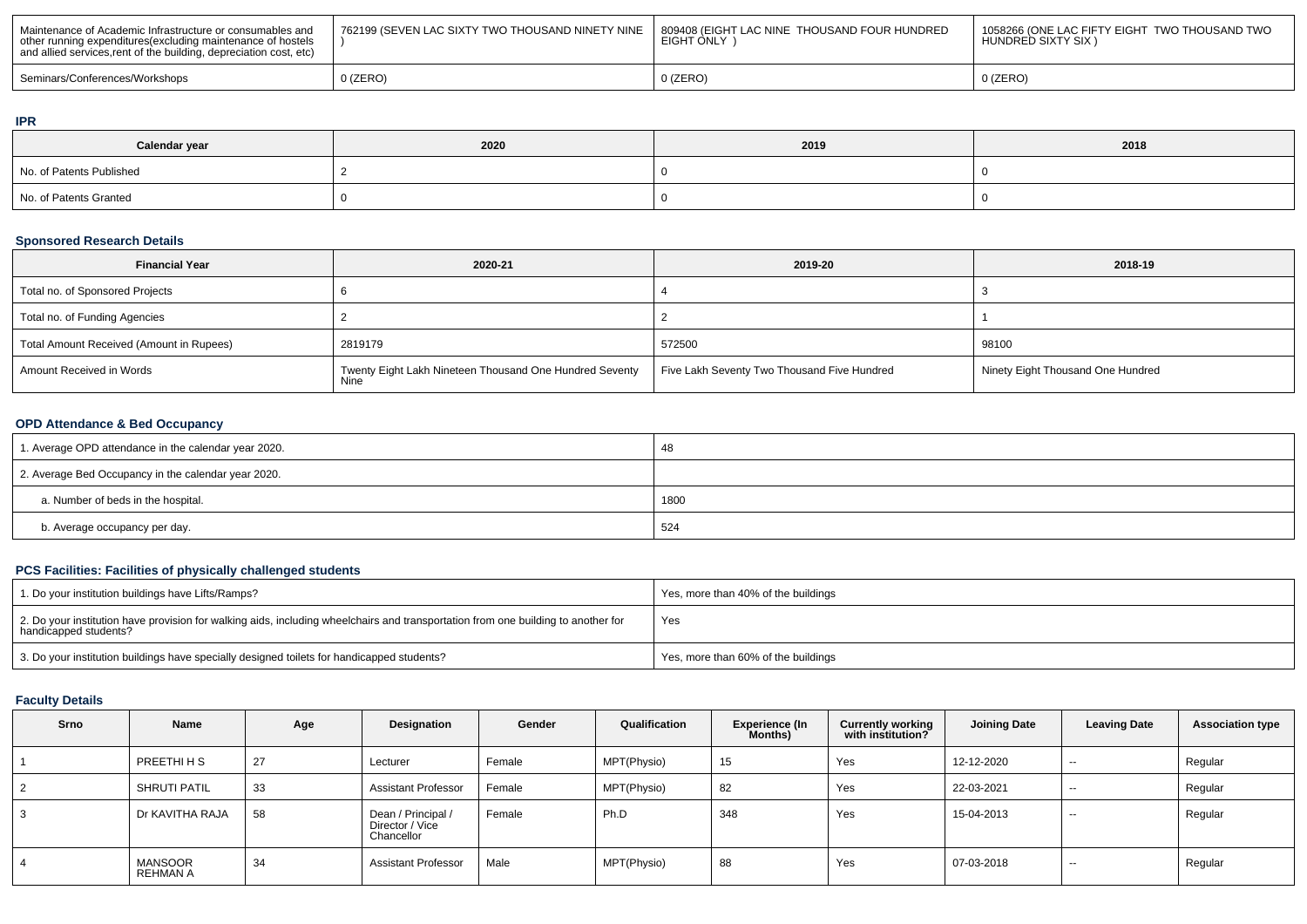| Maintenance of Academic Infrastructure or consumables and other running expenditures(excluding maintenance of hostels and allied services,rent of the building, depreciation cost, etc) | 762199 (SEVEN LAC SIXTY TWO THOUSAND NINETY NINE ) | 809408 (EIGHT LAC NINE THOUSAND FOUR HUNDRED EIGHT ONLY ) | 1058266 (ONE LAC FIFTY EIGHT TWO THOUSAND TWO HUNDRED SIXTY SIX ) |
|---|---|---|---|
| Seminars/Conferences/Workshops | 0 (ZERO) | 0 (ZERO) | 0 (ZERO) |

**IPR**

| Calendar year | 2020 | 2019 | 2018 |
|---|---|---|---|
| No. of Patents Published | 2 | 0 | 0 |
| No. of Patents Granted | 0 | 0 | 0 |

### Sponsored Research Details

| Financial Year | 2020-21 | 2019-20 | 2018-19 |
|---|---|---|---|
| Total no. of Sponsored Projects | 6 | 4 | 3 |
| Total no. of Funding Agencies | 2 | 2 | 1 |
| Total Amount Received (Amount in Rupees) | 2819179 | 572500 | 98100 |
| Amount Received in Words | Twenty Eight Lakh Nineteen Thousand One Hundred Seventy Nine | Five Lakh Seventy Two Thousand Five Hundred | Ninety Eight Thousand One Hundred |

### OPD Attendance & Bed Occupancy

| | |
|---|---|
| 1. Average OPD attendance in the calendar year 2020. | 48 |
| 2. Average Bed Occupancy in the calendar year 2020. | |
| a. Number of beds in the hospital. | 1800 |
| b. Average occupancy per day. | 524 |

### PCS Facilities: Facilities of physically challenged students

| | |
|---|---|
| 1. Do your institution buildings have Lifts/Ramps? | Yes, more than 40% of the buildings |
| 2. Do your institution have provision for walking aids, including wheelchairs and transportation from one building to another for handicapped students? | Yes |
| 3. Do your institution buildings have specially designed toilets for handicapped students? | Yes, more than 60% of the buildings |

### Faculty Details

| Srno | Name | Age | Designation | Gender | Qualification | Experience (In Months) | Currently working with institution? | Joining Date | Leaving Date | Association type |
|---|---|---|---|---|---|---|---|---|---|---|
| 1 | PREETHI H S | 27 | Lecturer | Female | MPT(Physio) | 15 | Yes | 12-12-2020 | -- | Regular |
| 2 | SHRUTI PATIL | 33 | Assistant Professor | Female | MPT(Physio) | 82 | Yes | 22-03-2021 | -- | Regular |
| 3 | Dr KAVITHA RAJA | 58 | Dean / Principal / Director / Vice Chancellor | Female | Ph.D | 348 | Yes | 15-04-2013 | -- | Regular |
| 4 | MANSOOR REHMAN A | 34 | Assistant Professor | Male | MPT(Physio) | 88 | Yes | 07-03-2018 | -- | Regular |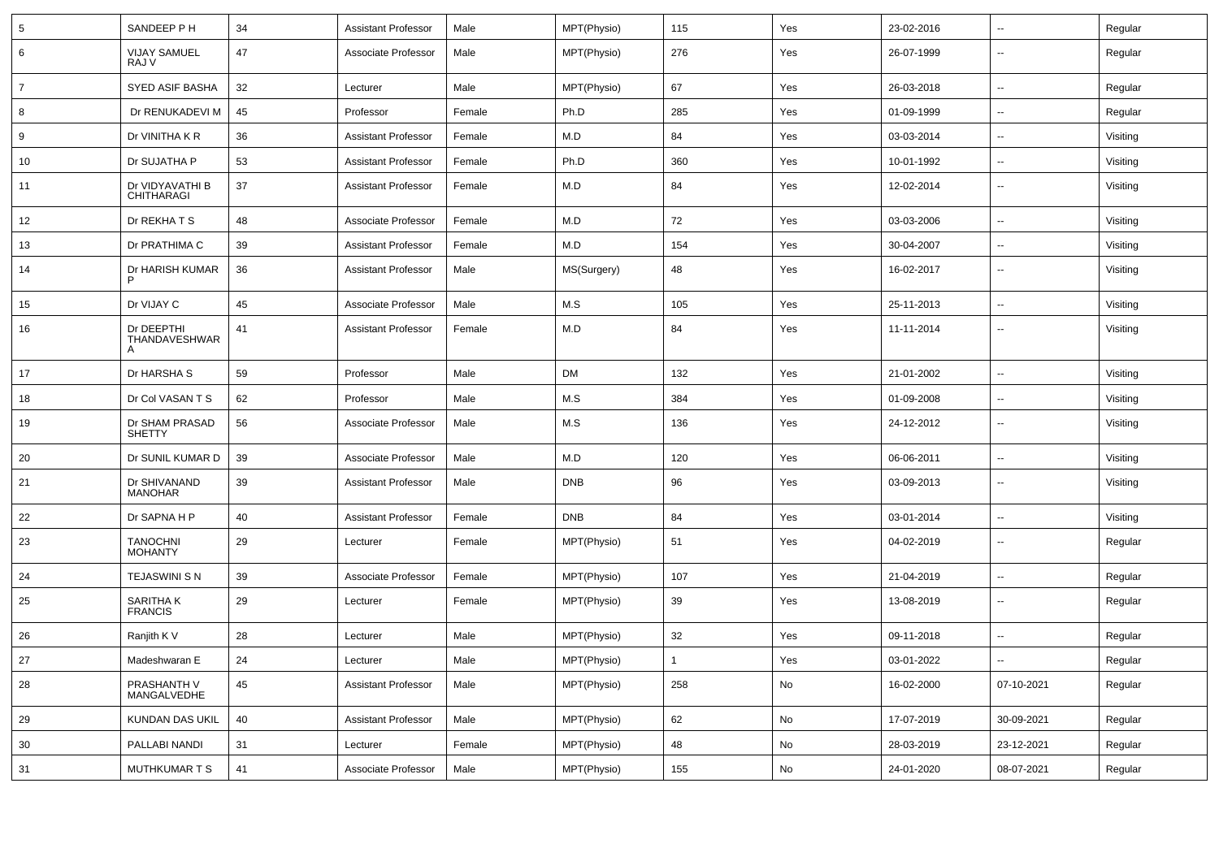| | | | | | | | | | | |
|---|---|---|---|---|---|---|---|---|---|---|
| 5 | SANDEEP P H | 34 | Assistant Professor | Male | MPT(Physio) | 115 | Yes | 23-02-2016 | -- | Regular |
| 6 | VIJAY SAMUEL RAJ V | 47 | Associate Professor | Male | MPT(Physio) | 276 | Yes | 26-07-1999 | -- | Regular |
| 7 | SYED ASIF BASHA | 32 | Lecturer | Male | MPT(Physio) | 67 | Yes | 26-03-2018 | -- | Regular |
| 8 | Dr RENUKADEVI M | 45 | Professor | Female | Ph.D | 285 | Yes | 01-09-1999 | -- | Regular |
| 9 | Dr VINITHA K R | 36 | Assistant Professor | Female | M.D | 84 | Yes | 03-03-2014 | -- | Visiting |
| 10 | Dr SUJATHA P | 53 | Assistant Professor | Female | Ph.D | 360 | Yes | 10-01-1992 | -- | Visiting |
| 11 | Dr VIDYAVATHI B CHITHARAGI | 37 | Assistant Professor | Female | M.D | 84 | Yes | 12-02-2014 | -- | Visiting |
| 12 | Dr REKHA T S | 48 | Associate Professor | Female | M.D | 72 | Yes | 03-03-2006 | -- | Visiting |
| 13 | Dr PRATHIMA C | 39 | Assistant Professor | Female | M.D | 154 | Yes | 30-04-2007 | -- | Visiting |
| 14 | Dr HARISH KUMAR P | 36 | Assistant Professor | Male | MS(Surgery) | 48 | Yes | 16-02-2017 | -- | Visiting |
| 15 | Dr VIJAY C | 45 | Associate Professor | Male | M.S | 105 | Yes | 25-11-2013 | -- | Visiting |
| 16 | Dr DEEPTHI THANDAVESHWARA | 41 | Assistant Professor | Female | M.D | 84 | Yes | 11-11-2014 | -- | Visiting |
| 17 | Dr HARSHA S | 59 | Professor | Male | DM | 132 | Yes | 21-01-2002 | -- | Visiting |
| 18 | Dr Col VASAN T S | 62 | Professor | Male | M.S | 384 | Yes | 01-09-2008 | -- | Visiting |
| 19 | Dr SHAM PRASAD SHETTY | 56 | Associate Professor | Male | M.S | 136 | Yes | 24-12-2012 | -- | Visiting |
| 20 | Dr SUNIL KUMAR D | 39 | Associate Professor | Male | M.D | 120 | Yes | 06-06-2011 | -- | Visiting |
| 21 | Dr SHIVANAND MANOHAR | 39 | Assistant Professor | Male | DNB | 96 | Yes | 03-09-2013 | -- | Visiting |
| 22 | Dr SAPNA H P | 40 | Assistant Professor | Female | DNB | 84 | Yes | 03-01-2014 | -- | Visiting |
| 23 | TANOCHNI MOHANTY | 29 | Lecturer | Female | MPT(Physio) | 51 | Yes | 04-02-2019 | -- | Regular |
| 24 | TEJASWINI S N | 39 | Associate Professor | Female | MPT(Physio) | 107 | Yes | 21-04-2019 | -- | Regular |
| 25 | SARITHA K FRANCIS | 29 | Lecturer | Female | MPT(Physio) | 39 | Yes | 13-08-2019 | -- | Regular |
| 26 | Ranjith K V | 28 | Lecturer | Male | MPT(Physio) | 32 | Yes | 09-11-2018 | -- | Regular |
| 27 | Madeshwaran E | 24 | Lecturer | Male | MPT(Physio) | 1 | Yes | 03-01-2022 | -- | Regular |
| 28 | PRASHANTH V MANGALVEDHE | 45 | Assistant Professor | Male | MPT(Physio) | 258 | No | 16-02-2000 | 07-10-2021 | Regular |
| 29 | KUNDAN DAS UKIL | 40 | Assistant Professor | Male | MPT(Physio) | 62 | No | 17-07-2019 | 30-09-2021 | Regular |
| 30 | PALLABI NANDI | 31 | Lecturer | Female | MPT(Physio) | 48 | No | 28-03-2019 | 23-12-2021 | Regular |
| 31 | MUTHKUMAR T S | 41 | Associate Professor | Male | MPT(Physio) | 155 | No | 24-01-2020 | 08-07-2021 | Regular |